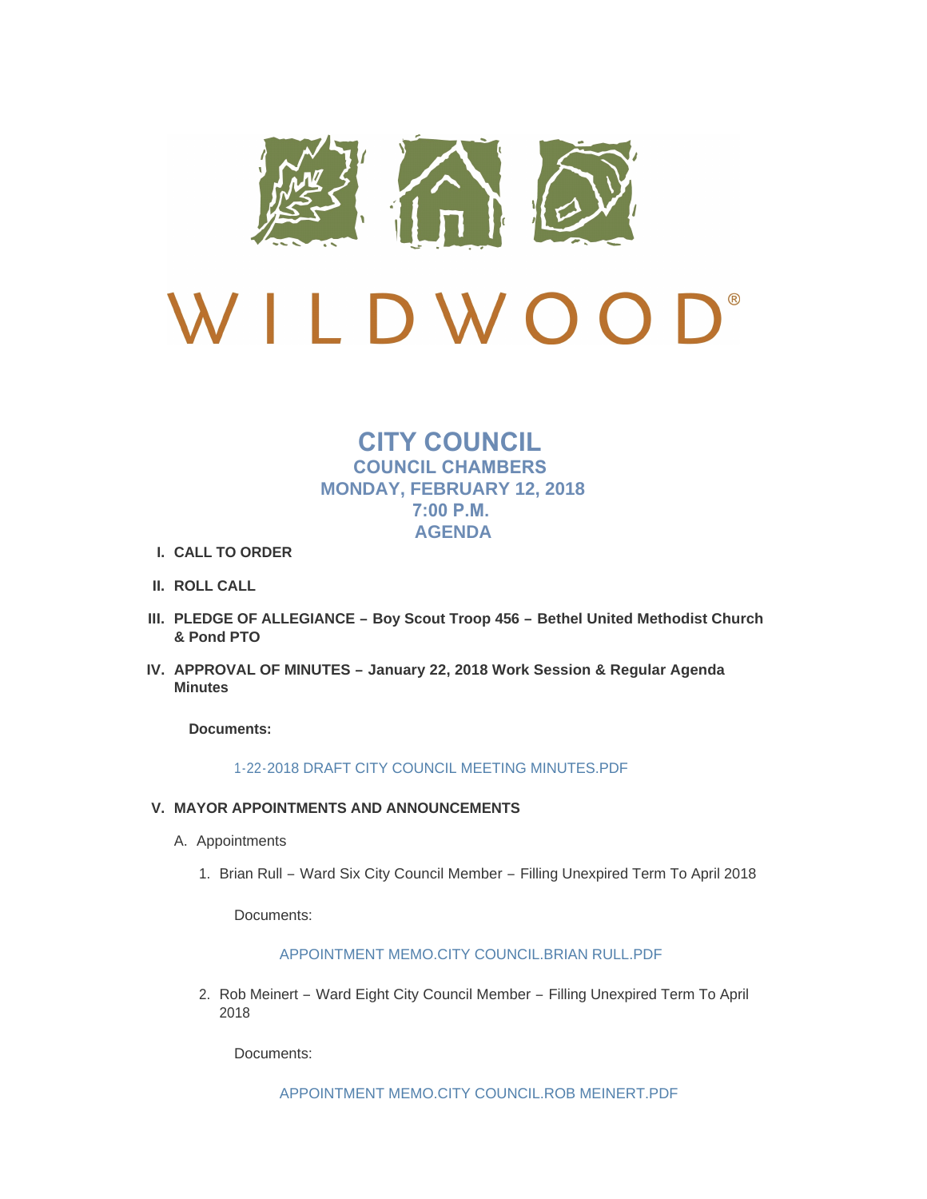# WILDWOOD®

## CITY COUNCIL
### COUNCIL CHAMBERS
### MONDAY, FEBRUARY 12, 2018
### 7:00 P.M.
### AGENDA

I. **CALL TO ORDER**

II. **ROLL CALL**

III. **PLEDGE OF ALLEGIANCE – Boy Scout Troop 456 – Bethel United Methodist Church & Pond PTO**

IV. **APPROVAL OF MINUTES – January 22, 2018 Work Session & Regular Agenda Minutes**

**Documents:**

1-22-2018 DRAFT CITY COUNCIL MEETING MINUTES.PDF

V. **MAYOR APPOINTMENTS AND ANNOUNCEMENTS**

A. Appointments

1. Brian Rull – Ward Six City Council Member – Filling Unexpired Term To April 2018

   Documents:

   APPOINTMENT MEMO.CITY COUNCIL.BRIAN RULL.PDF

2. Rob Meinert – Ward Eight City Council Member – Filling Unexpired Term To April 2018

   Documents:

   APPOINTMENT MEMO.CITY COUNCIL.ROB MEINERT.PDF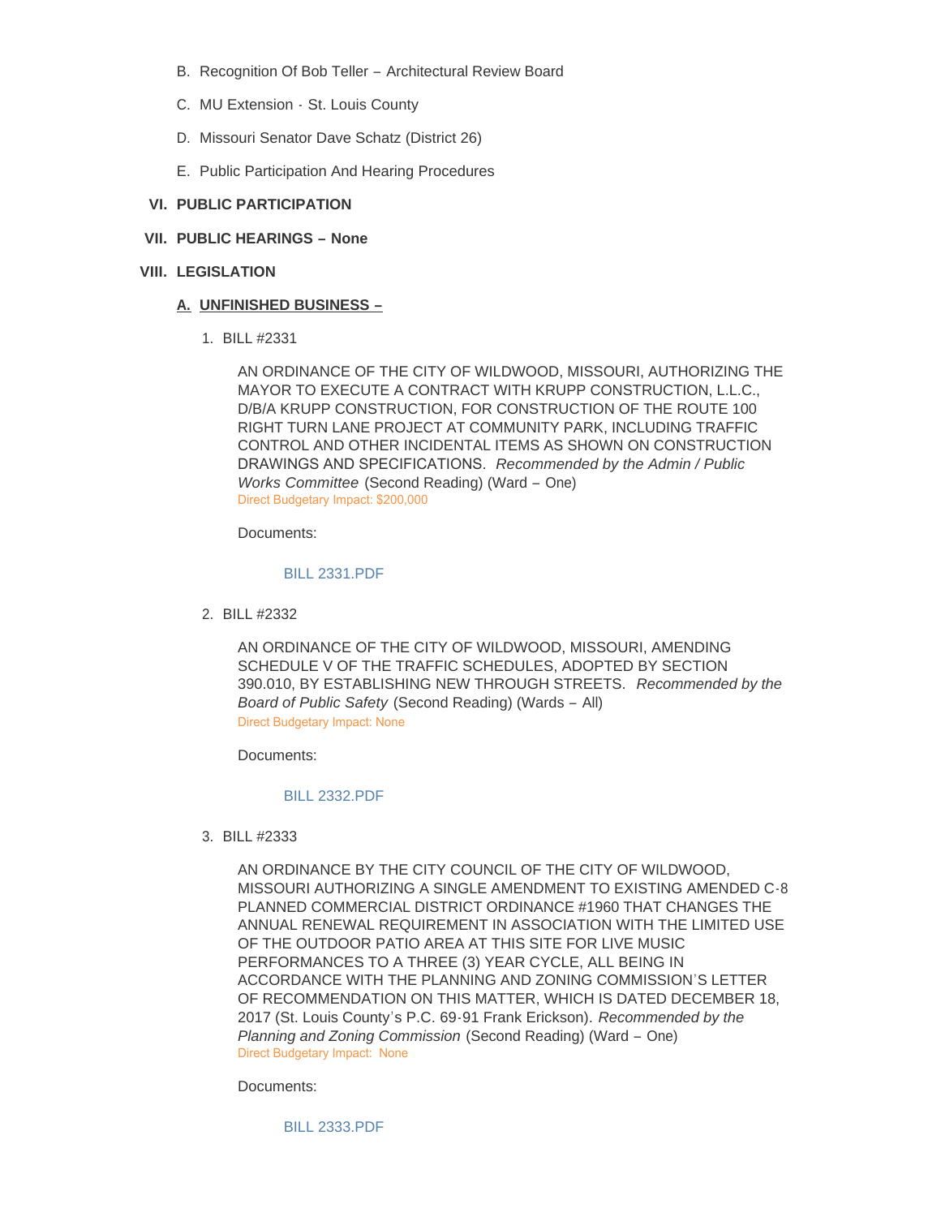B. Recognition Of Bob Teller – Architectural Review Board

C. MU Extension - St. Louis County

D. Missouri Senator Dave Schatz (District 26)

E. Public Participation And Hearing Procedures

**VI. PUBLIC PARTICIPATION**

**VII. PUBLIC HEARINGS – None**

**VIII. LEGISLATION**

**A. UNFINISHED BUSINESS –**

1. BILL #2331

   AN ORDINANCE OF THE CITY OF WILDWOOD, MISSOURI, AUTHORIZING THE MAYOR TO EXECUTE A CONTRACT WITH KRUPP CONSTRUCTION, L.L.C., D/B/A KRUPP CONSTRUCTION, FOR CONSTRUCTION OF THE ROUTE 100 RIGHT TURN LANE PROJECT AT COMMUNITY PARK, INCLUDING TRAFFIC CONTROL AND OTHER INCIDENTAL ITEMS AS SHOWN ON CONSTRUCTION DRAWINGS AND SPECIFICATIONS. *Recommended by the Admin / Public Works Committee* (Second Reading) (Ward – One)
   Direct Budgetary Impact: $200,000

   Documents:

   BILL 2331.PDF

2. BILL #2332

   AN ORDINANCE OF THE CITY OF WILDWOOD, MISSOURI, AMENDING SCHEDULE V OF THE TRAFFIC SCHEDULES, ADOPTED BY SECTION 390.010, BY ESTABLISHING NEW THROUGH STREETS. *Recommended by the Board of Public Safety* (Second Reading) (Wards – All)
   Direct Budgetary Impact: None

   Documents:

   BILL 2332.PDF

3. BILL #2333

   AN ORDINANCE BY THE CITY COUNCIL OF THE CITY OF WILDWOOD, MISSOURI AUTHORIZING A SINGLE AMENDMENT TO EXISTING AMENDED C-8 PLANNED COMMERCIAL DISTRICT ORDINANCE #1960 THAT CHANGES THE ANNUAL RENEWAL REQUIREMENT IN ASSOCIATION WITH THE LIMITED USE OF THE OUTDOOR PATIO AREA AT THIS SITE FOR LIVE MUSIC PERFORMANCES TO A THREE (3) YEAR CYCLE, ALL BEING IN ACCORDANCE WITH THE PLANNING AND ZONING COMMISSION'S LETTER OF RECOMMENDATION ON THIS MATTER, WHICH IS DATED DECEMBER 18, 2017 (St. Louis County's P.C. 69-91 Frank Erickson). *Recommended by the Planning and Zoning Commission* (Second Reading) (Ward – One)
   Direct Budgetary Impact: None

   Documents:

   BILL 2333.PDF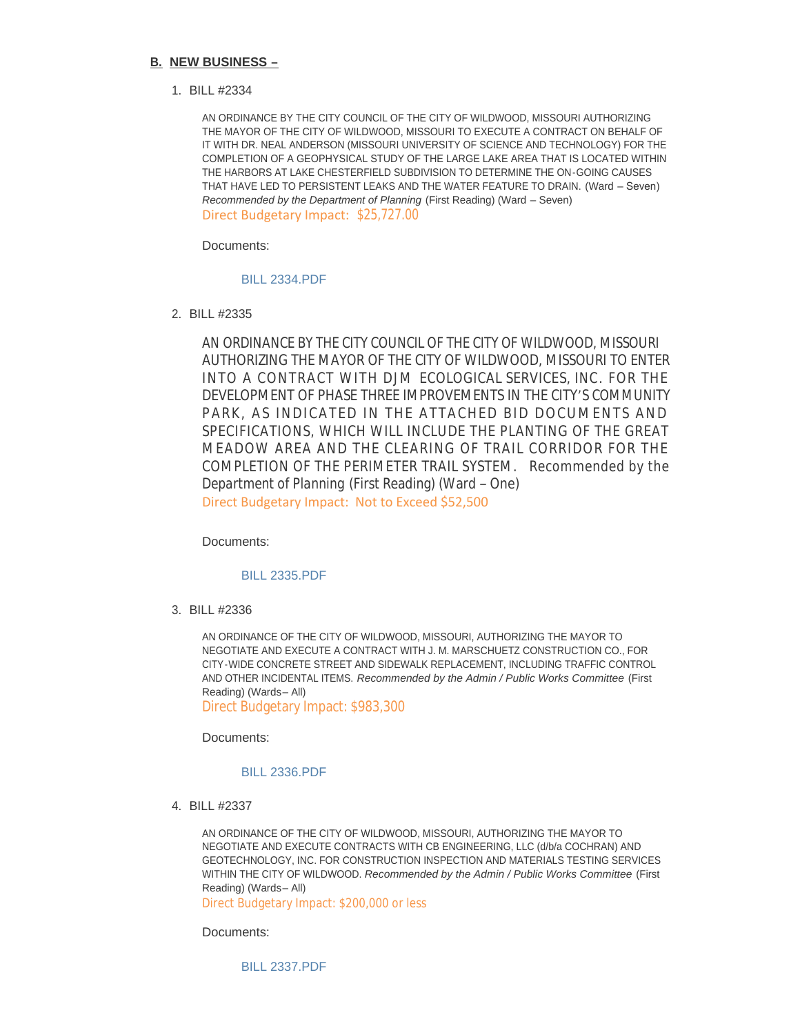## B. NEW BUSINESS –

1. BILL #2334

   AN ORDINANCE BY THE CITY COUNCIL OF THE CITY OF WILDWOOD, MISSOURI AUTHORIZING THE MAYOR OF THE CITY OF WILDWOOD, MISSOURI TO EXECUTE A CONTRACT ON BEHALF OF IT WITH DR. NEAL ANDERSON (MISSOURI UNIVERSITY OF SCIENCE AND TECHNOLOGY) FOR THE COMPLETION OF A GEOPHYSICAL STUDY OF THE LARGE LAKE AREA THAT IS LOCATED WITHIN THE HARBORS AT LAKE CHESTERFIELD SUBDIVISION TO DETERMINE THE ON-GOING CAUSES THAT HAVE LED TO PERSISTENT LEAKS AND THE WATER FEATURE TO DRAIN. (Ward – Seven) *Recommended by the Department of Planning* (First Reading) (Ward – Seven)
   Direct Budgetary Impact: $25,727.00

   Documents:

   BILL 2334.PDF

2. BILL #2335

   AN ORDINANCE BY THE CITY COUNCIL OF THE CITY OF WILDWOOD, MISSOURI AUTHORIZING THE MAYOR OF THE CITY OF WILDWOOD, MISSOURI TO ENTER INTO A CONTRACT WITH DJM ECOLOGICAL SERVICES, INC. FOR THE DEVELOPMENT OF PHASE THREE IMPROVEMENTS IN THE CITY'S COMMUNITY PARK, AS INDICATED IN THE ATTACHED BID DOCUMENTS AND SPECIFICATIONS, WHICH WILL INCLUDE THE PLANTING OF THE GREAT MEADOW AREA AND THE CLEARING OF TRAIL CORRIDOR FOR THE COMPLETION OF THE PERIMETER TRAIL SYSTEM. Recommended by the Department of Planning (First Reading) (Ward – One)
   Direct Budgetary Impact: Not to Exceed $52,500

   Documents:

   BILL 2335.PDF

3. BILL #2336

   AN ORDINANCE OF THE CITY OF WILDWOOD, MISSOURI, AUTHORIZING THE MAYOR TO NEGOTIATE AND EXECUTE A CONTRACT WITH J. M. MARSCHUETZ CONSTRUCTION CO., FOR CITY-WIDE CONCRETE STREET AND SIDEWALK REPLACEMENT, INCLUDING TRAFFIC CONTROL AND OTHER INCIDENTAL ITEMS. *Recommended by the Admin / Public Works Committee* (First Reading) (Wards– All)
   Direct Budgetary Impact: $983,300

   Documents:

   BILL 2336.PDF

4. BILL #2337

   AN ORDINANCE OF THE CITY OF WILDWOOD, MISSOURI, AUTHORIZING THE MAYOR TO NEGOTIATE AND EXECUTE CONTRACTS WITH CB ENGINEERING, LLC (d/b/a COCHRAN) AND GEOTECHNOLOGY, INC. FOR CONSTRUCTION INSPECTION AND MATERIALS TESTING SERVICES WITHIN THE CITY OF WILDWOOD. *Recommended by the Admin / Public Works Committee* (First Reading) (Wards– All)
   Direct Budgetary Impact: $200,000 or less

   Documents:

   BILL 2337.PDF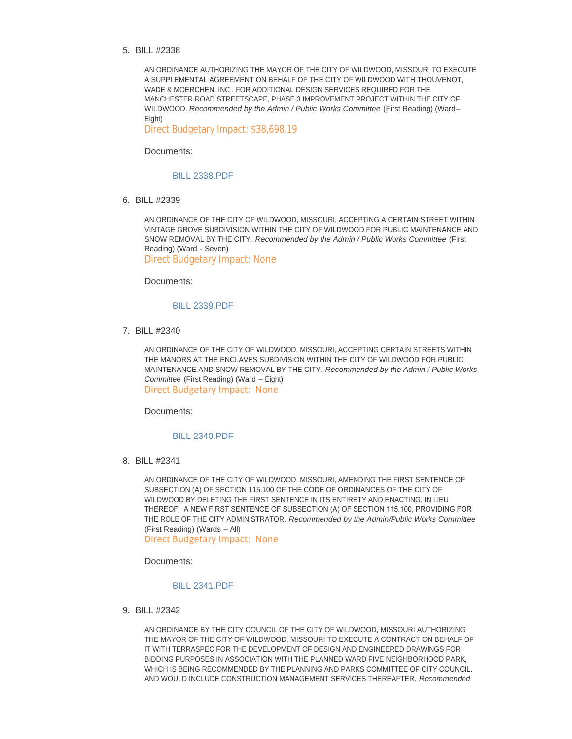5. BILL #2338

   AN ORDINANCE AUTHORIZING THE MAYOR OF THE CITY OF WILDWOOD, MISSOURI TO EXECUTE A SUPPLEMENTAL AGREEMENT ON BEHALF OF THE CITY OF WILDWOOD WITH THOUVENOT, WADE & MOERCHEN, INC., FOR ADDITIONAL DESIGN SERVICES REQUIRED FOR THE MANCHESTER ROAD STREETSCAPE, PHASE 3 IMPROVEMENT PROJECT WITHIN THE CITY OF WILDWOOD. *Recommended by the Admin / Public Works Committee* (First Reading) (Ward– Eight)
   Direct Budgetary Impact: $38,698.19

   Documents:

   BILL 2338.PDF

6. BILL #2339

   AN ORDINANCE OF THE CITY OF WILDWOOD, MISSOURI, ACCEPTING A CERTAIN STREET WITHIN VINTAGE GROVE SUBDIVISION WITHIN THE CITY OF WILDWOOD FOR PUBLIC MAINTENANCE AND SNOW REMOVAL BY THE CITY. *Recommended by the Admin / Public Works Committee* (First Reading) (Ward - Seven)
   Direct Budgetary Impact: None

   Documents:

   BILL 2339.PDF

7. BILL #2340

   AN ORDINANCE OF THE CITY OF WILDWOOD, MISSOURI, ACCEPTING CERTAIN STREETS WITHIN THE MANORS AT THE ENCLAVES SUBDIVISION WITHIN THE CITY OF WILDWOOD FOR PUBLIC MAINTENANCE AND SNOW REMOVAL BY THE CITY. *Recommended by the Admin / Public Works Committee* (First Reading) (Ward – Eight)
   Direct Budgetary Impact: None

   Documents:

   BILL 2340.PDF

8. BILL #2341

   AN ORDINANCE OF THE CITY OF WILDWOOD, MISSOURI, AMENDING THE FIRST SENTENCE OF SUBSECTION (A) OF SECTION 115.100 OF THE CODE OF ORDINANCES OF THE CITY OF WILDWOOD BY DELETING THE FIRST SENTENCE IN ITS ENTIRETY AND ENACTING, IN LIEU THEREOF, A NEW FIRST SENTENCE OF SUBSECTION (A) OF SECTION 115.100, PROVIDING FOR THE ROLE OF THE CITY ADMINISTRATOR. *Recommended by the Admin/Public Works Committee* (First Reading) (Wards – All)
   Direct Budgetary Impact: None

   Documents:

   BILL 2341.PDF

9. BILL #2342

   AN ORDINANCE BY THE CITY COUNCIL OF THE CITY OF WILDWOOD, MISSOURI AUTHORIZING THE MAYOR OF THE CITY OF WILDWOOD, MISSOURI TO EXECUTE A CONTRACT ON BEHALF OF IT WITH TERRASPEC FOR THE DEVELOPMENT OF DESIGN AND ENGINEERED DRAWINGS FOR BIDDING PURPOSES IN ASSOCIATION WITH THE PLANNED WARD FIVE NEIGHBORHOOD PARK, WHICH IS BEING RECOMMENDED BY THE PLANNING AND PARKS COMMITTEE OF CITY COUNCIL, AND WOULD INCLUDE CONSTRUCTION MANAGEMENT SERVICES THEREAFTER. *Recommended*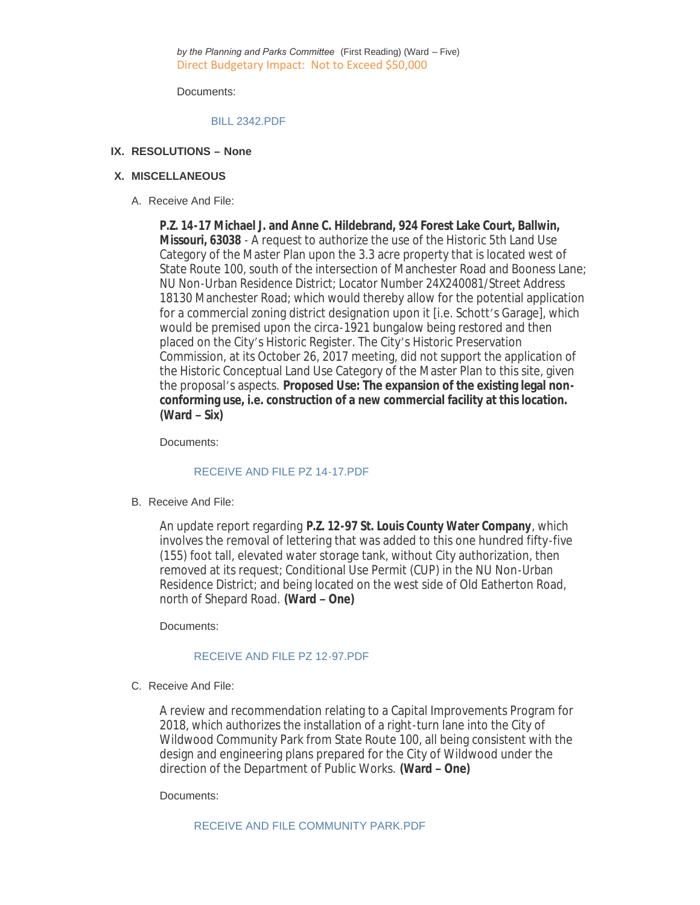*by the Planning and Parks Committee* (First Reading) (Ward – Five)
Direct Budgetary Impact: Not to Exceed $50,000

Documents:

BILL 2342.PDF

## IX. RESOLUTIONS – None

## X. MISCELLANEOUS

A. Receive And File:

**P.Z. 14-17 Michael J. and Anne C. Hildebrand, 924 Forest Lake Court, Ballwin, Missouri, 63038** - A request to authorize the use of the Historic 5th Land Use Category of the Master Plan upon the 3.3 acre property that is located west of State Route 100, south of the intersection of Manchester Road and Booness Lane; NU Non-Urban Residence District; Locator Number 24X240081/Street Address 18130 Manchester Road; which would thereby allow for the potential application for a commercial zoning district designation upon it [i.e. Schott's Garage], which would be premised upon the circa-1921 bungalow being restored and then placed on the City's Historic Register. The City's Historic Preservation Commission, at its October 26, 2017 meeting, did not support the application of the Historic Conceptual Land Use Category of the Master Plan to this site, given the proposal's aspects. **Proposed Use: The expansion of the existing legal non-conforming use, i.e. construction of a new commercial facility at this location. (Ward – Six)**

Documents:

RECEIVE AND FILE PZ 14-17.PDF

B. Receive And File:

An update report regarding **P.Z. 12-97 St. Louis County Water Company**, which involves the removal of lettering that was added to this one hundred fifty-five (155) foot tall, elevated water storage tank, without City authorization, then removed at its request; Conditional Use Permit (CUP) in the NU Non-Urban Residence District; and being located on the west side of Old Eatherton Road, north of Shepard Road. **(Ward – One)**

Documents:

RECEIVE AND FILE PZ 12-97.PDF

C. Receive And File:

A review and recommendation relating to a Capital Improvements Program for 2018, which authorizes the installation of a right-turn lane into the City of Wildwood Community Park from State Route 100, all being consistent with the design and engineering plans prepared for the City of Wildwood under the direction of the Department of Public Works. **(Ward – One)**

Documents:

RECEIVE AND FILE COMMUNITY PARK.PDF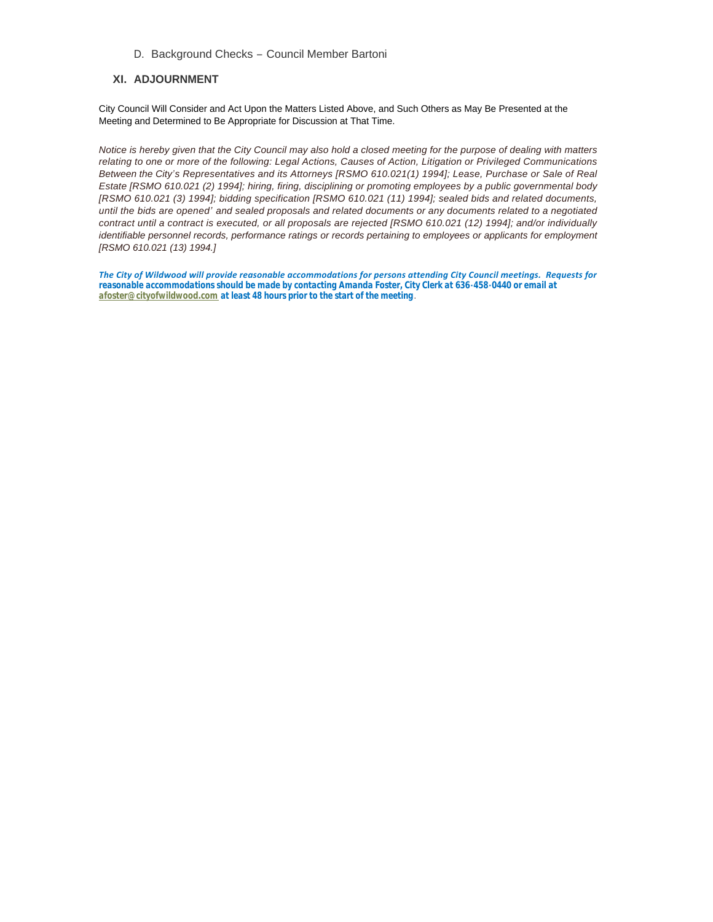D. Background Checks – Council Member Bartoni

## XI. ADJOURNMENT

City Council Will Consider and Act Upon the Matters Listed Above, and Such Others as May Be Presented at the Meeting and Determined to Be Appropriate for Discussion at That Time.

*Notice is hereby given that the City Council may also hold a closed meeting for the purpose of dealing with matters relating to one or more of the following: Legal Actions, Causes of Action, Litigation or Privileged Communications Between the City's Representatives and its Attorneys [RSMO 610.021(1) 1994]; Lease, Purchase or Sale of Real Estate [RSMO 610.021 (2) 1994]; hiring, firing, disciplining or promoting employees by a public governmental body [RSMO 610.021 (3) 1994]; bidding specification [RSMO 610.021 (11) 1994]; sealed bids and related documents, until the bids are opened' and sealed proposals and related documents or any documents related to a negotiated contract until a contract is executed, or all proposals are rejected [RSMO 610.021 (12) 1994]; and/or individually identifiable personnel records, performance ratings or records pertaining to employees or applicants for employment [RSMO 610.021 (13) 1994.]*

***The City of Wildwood will provide reasonable accommodations for persons attending City Council meetings. Requests for reasonable accommodations should be made by contacting Amanda Foster, City Clerk at 636-458-0440 or email at afoster@cityofwildwood.com at least 48 hours prior to the start of the meeting.***